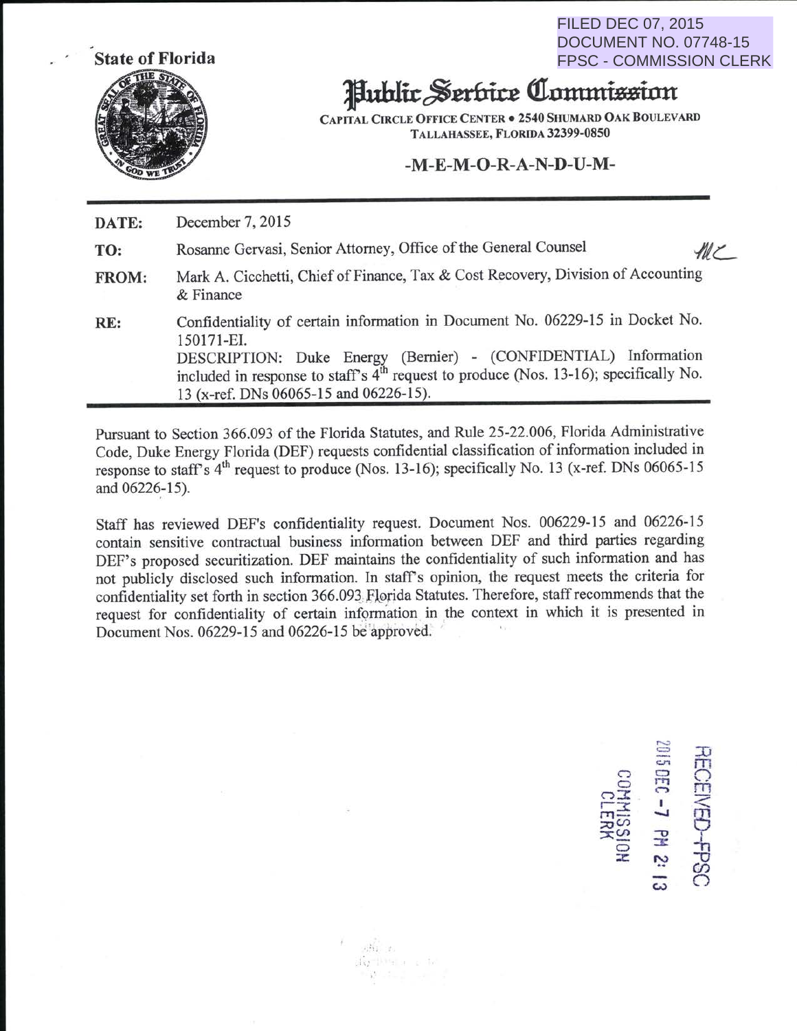FILED DEC 07, 2015
DOCUMENT NO. 07748-15
FPSC - COMMISSION CLERK

**State of Florida**

# Public Service Commission

**CAPITAL CIRCLE OFFICE CENTER • 2540 SHUMARD OAK BOULEVARD**
**TALLAHASSEE, FLORIDA 32399-0850**

**-M-E-M-O-R-A-N-D-U-M-**

| | |
|---|---|
| **DATE:** | December 7, 2015 |
| **TO:** | Rosanne Gervasi, Senior Attorney, Office of the General Counsel |
| **FROM:** | Mark A. Cicchetti, Chief of Finance, Tax & Cost Recovery, Division of Accounting & Finance |
| **RE:** | Confidentiality of certain information in Document No. 06229-15 in Docket No. 150171-EI. DESCRIPTION: Duke Energy (Bernier) - (CONFIDENTIAL) Information included in response to staff's 4th request to produce (Nos. 13-16); specifically No. 13 (x-ref. DNs 06065-15 and 06226-15). |

Pursuant to Section 366.093 of the Florida Statutes, and Rule 25-22.006, Florida Administrative Code, Duke Energy Florida (DEF) requests confidential classification of information included in response to staff's 4th request to produce (Nos. 13-16); specifically No. 13 (x-ref. DNs 06065-15 and 06226-15).

Staff has reviewed DEF's confidentiality request. Document Nos. 006229-15 and 06226-15 contain sensitive contractual business information between DEF and third parties regarding DEF's proposed securitization. DEF maintains the confidentiality of such information and has not publicly disclosed such information. In staff's opinion, the request meets the criteria for confidentiality set forth in section 366.093 Florida Statutes. Therefore, staff recommends that the request for confidentiality of certain information in the context in which it is presented in Document Nos. 06229-15 and 06226-15 be approved.

RECEIVED-FPSC
2015 DEC -7 PM 2:13
COMMISSION CLERK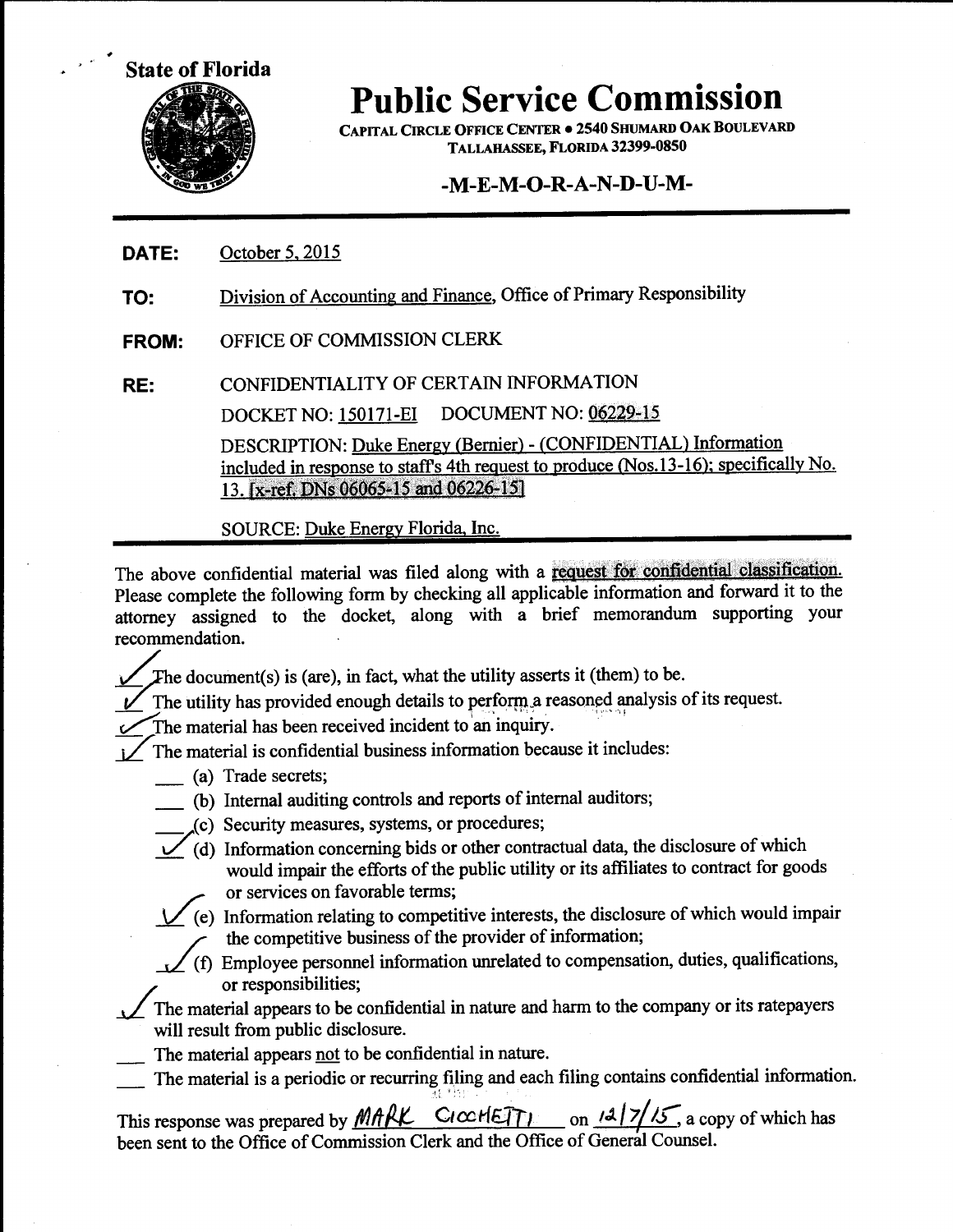State of Florida

# Public Service Commission

CAPITAL CIRCLE OFFICE CENTER • 2540 SHUMARD OAK BOULEVARD
TALLAHASSEE, FLORIDA 32399-0850

## -M-E-M-O-R-A-N-D-U-M-

**DATE:** October 5, 2015

**TO:** Division of Accounting and Finance, Office of Primary Responsibility

**FROM:** OFFICE OF COMMISSION CLERK

**RE:** CONFIDENTIALITY OF CERTAIN INFORMATION

DOCKET NO: 150171-EI DOCUMENT NO: 06229-15

DESCRIPTION: Duke Energy (Bernier) - (CONFIDENTIAL) Information included in response to staff's 4th request to produce (Nos.13-16); specifically No. 13. [x-ref. DNs 06065-15 and 06226-15]

SOURCE: Duke Energy Florida, Inc.

---

The above confidential material was filed along with a request for confidential classification. Please complete the following form by checking all applicable information and forward it to the attorney assigned to the docket, along with a brief memorandum supporting your recommendation.

✓ The document(s) is (are), in fact, what the utility asserts it (them) to be.

✓ The utility has provided enough details to perform a reasoned analysis of its request.

✓ The material has been received incident to an inquiry.

✓ The material is confidential business information because it includes:

- ___ (a) Trade secrets;
- ___ (b) Internal auditing controls and reports of internal auditors;
- ___ (c) Security measures, systems, or procedures;
- ✓ (d) Information concerning bids or other contractual data, the disclosure of which would impair the efforts of the public utility or its affiliates to contract for goods or services on favorable terms;
- ✓ (e) Information relating to competitive interests, the disclosure of which would impair the competitive business of the provider of information;
- ✓ (f) Employee personnel information unrelated to compensation, duties, qualifications, or responsibilities;

✓ The material appears to be confidential in nature and harm to the company or its ratepayers will result from public disclosure.

___ The material appears not to be confidential in nature.

___ The material is a periodic or recurring filing and each filing contains confidential information.

This response was prepared by MARK CICCHETTI on 12/7/15, a copy of which has been sent to the Office of Commission Clerk and the Office of General Counsel.